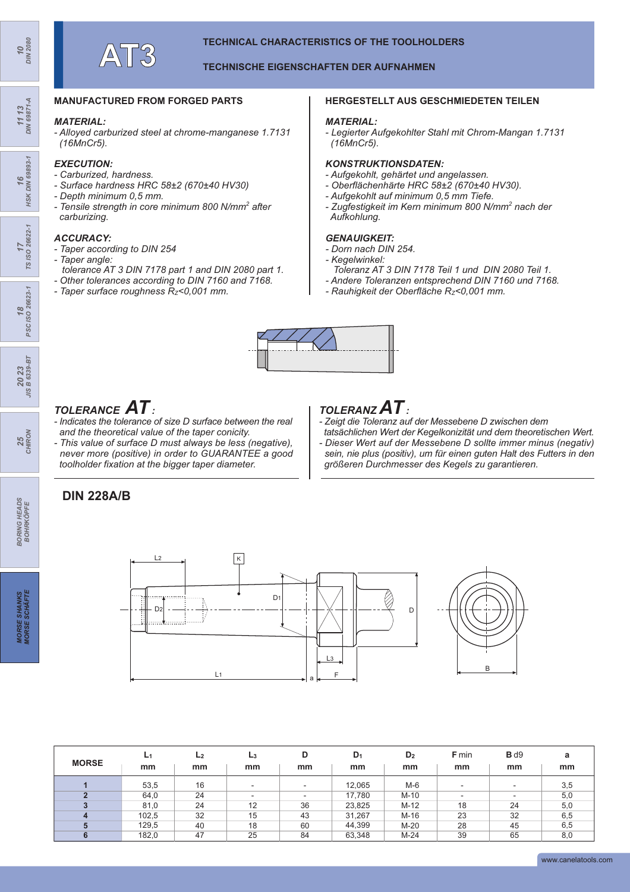# AT3

**TECHNICAL CHARACTERISTICS OF THE TOOLHOLDERS**

**TECHNISCHE EIGENSCHAFTEN DER AUFNAHMEN**

## MANUFACTURED FROM FORGED PARTS

### *MATERIAL:*

*- Alloyed carburized steel at chrome-manganese 1.7131 (16MnCr5).*

### *EXECUTION:*

*- Carburized, hardness.*
*- Surface hardness HRC 58±2 (670±40 HV30)*
*- Depth minimum 0,5 mm.*
*- Tensile strength in core minimum 800 N/mm$^2$ after carburizing.*

### *ACCURACY:*

*- Taper according to DIN 254*
*- Taper angle:*
*tolerance AT 3 DIN 7178 part 1 and DIN 2080 part 1.*
*- Other tolerances according to DIN 7160 and 7168.*
*- Taper surface roughness $R_Z$<0,001 mm.*

## HERGESTELLT AUS GESCHMIEDETEN TEILEN

### *MATERIAL:*

*- Legierter Aufgekohlter Stahl mit Chrom-Mangan 1.7131 (16MnCr5).*

### *KONSTRUKTIONSDATEN:*

*- Aufgekohlt, gehärtet und angelassen.*
*- Oberflächenhärte HRC 58±2 (670±40 HV30).*
*- Aufgekohlt auf minimum 0,5 mm Tiefe.*
*- Zugfestigkeit im Kern minimum 800 N/mm$^2$ nach der Aufkohlung.*

### *GENAUIGKEIT:*

*- Dorn nach DIN 254.*
*- Kegelwinkel:*
*Toleranz AT 3 DIN 7178 Teil 1 und DIN 2080 Teil 1.*
*- Andere Toleranzen entsprechend DIN 7160 und 7168.*
*- Rauhigkeit der Oberfläche $R_Z$<0,001 mm.*

### *TOLERANCE AT:*

*- Indicates the tolerance of size D surface between the real and the theoretical value of the taper conicity.*
*- This value of surface D must always be less (negative), never more (positive) in order to GUARANTEE a good toolholder fixation at the bigger taper diameter.*

### *TOLERANZ AT:*

*- Zeigt die Toleranz auf der Messebene D zwischen dem tatsächlichen Wert der Kegelkonizität und dem theoretischen Wert.*
*- Dieser Wert auf der Messebene D sollte immer minus (negativ) sein, nie plus (positiv), um für einen guten Halt des Futters in den größeren Durchmesser des Kegels zu garantieren.*

## DIN 228A/B

| MORSE | $L_1$ mm | $L_2$ mm | $L_3$ mm | D mm | $D_1$ mm | $D_2$ mm | F min mm | B d9 mm | a mm |
|---|---|---|---|---|---|---|---|---|---|
| 1 | 53,5 | 16 | - | - | 12,065 | M-6 | - | - | 3,5 |
| 2 | 64,0 | 24 | - | - | 17,780 | M-10 | - | - | 5,0 |
| 3 | 81,0 | 24 | 12 | 36 | 23,825 | M-12 | 18 | 24 | 5,0 |
| 4 | 102,5 | 32 | 15 | 43 | 31,267 | M-16 | 23 | 32 | 6,5 |
| 5 | 129,5 | 40 | 18 | 60 | 44,399 | M-20 | 28 | 45 | 6,5 |
| 6 | 182,0 | 47 | 25 | 84 | 63,348 | M-24 | 39 | 65 | 8,0 |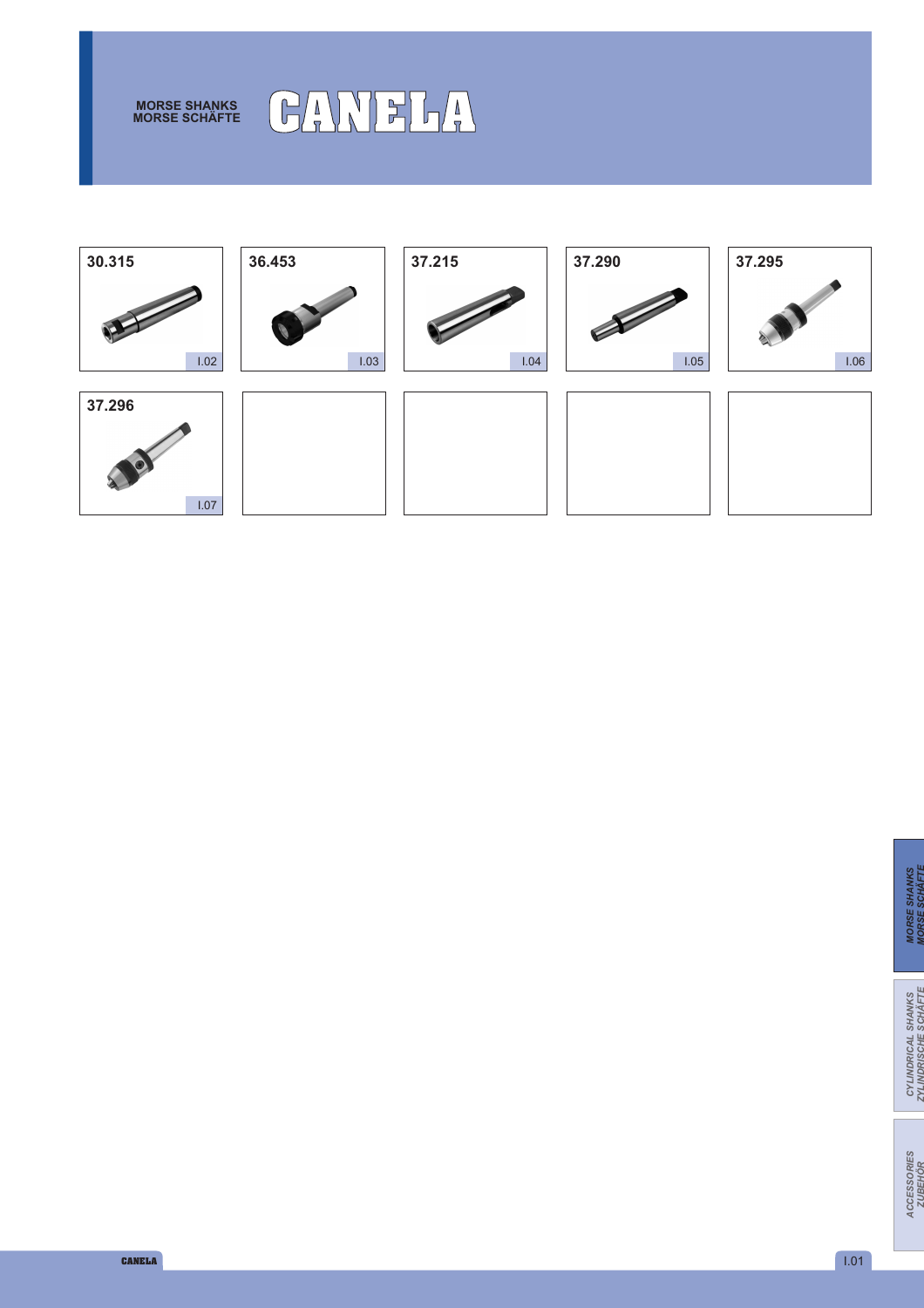# MORSE SHANKS
# MORSE SCHÄFTE

CANELA

| Article | Page |
|---|---|
| 30.315 | I.02 |
| 36.453 | I.03 |
| 37.215 | I.04 |
| 37.290 | I.05 |
| 37.295 | I.06 |
| 37.296 | I.07 |

MORSE SHANKS
MORSE SCHÄFTE

CYLINDRICAL SHANKS
ZYLINDRISCHE SCHÄFTE

ACCESSORIES
ZUBEHÖR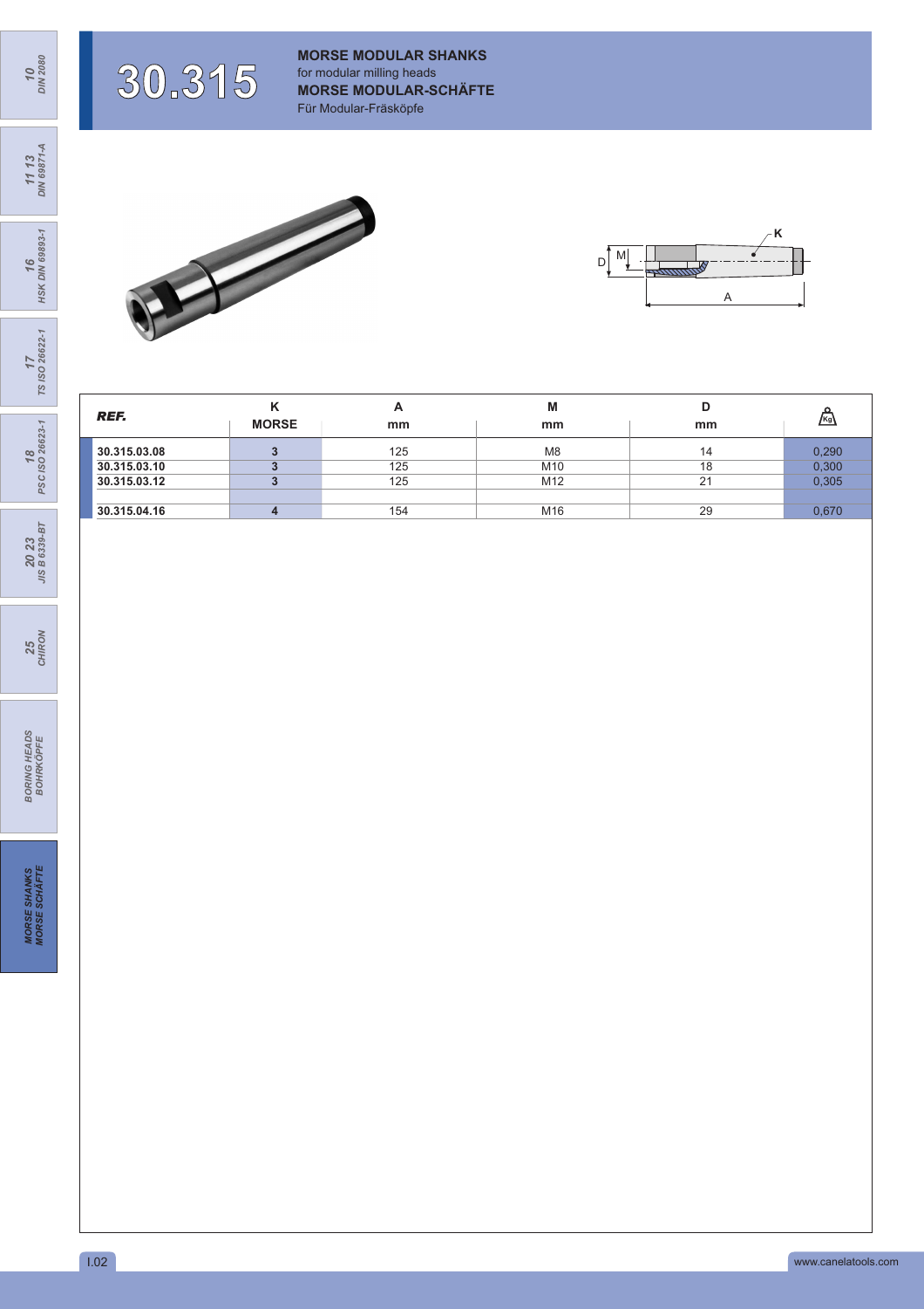# 30.315

**MORSE MODULAR SHANKS**
for modular milling heads
**MORSE MODULAR-SCHÄFTE**
Für Modular-Fräsköpfe

| REF. | K MORSE | A mm | M mm | D mm | Kg |
|---|---|---|---|---|---|
| 30.315.03.08 | 3 | 125 | M8 | 14 | 0,290 |
| 30.315.03.10 | 3 | 125 | M10 | 18 | 0,300 |
| 30.315.03.12 | 3 | 125 | M12 | 21 | 0,305 |
| | | | | | |
| 30.315.04.16 | 4 | 154 | M16 | 29 | 0,670 |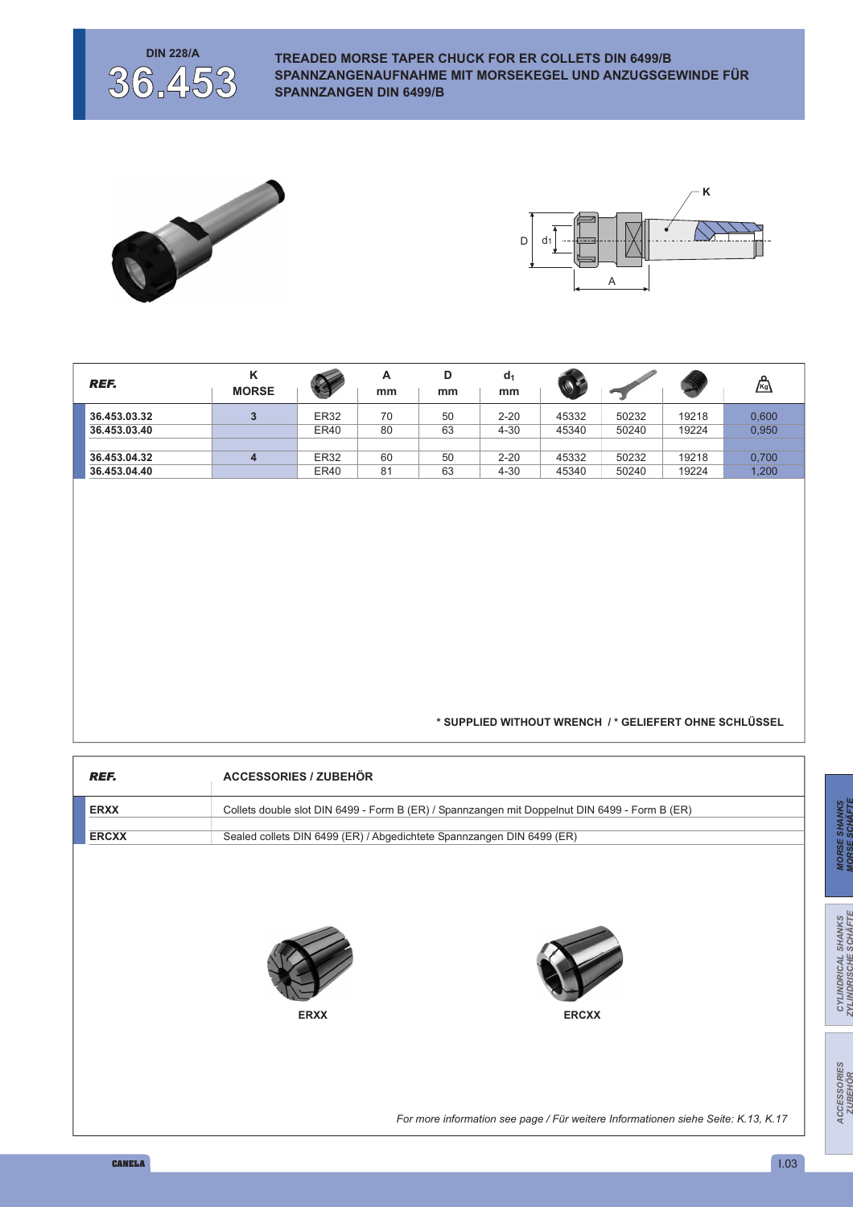DIN 228/A

# 36.453

## TREADED MORSE TAPER CHUCK FOR ER COLLETS DIN 6499/B
## SPANNZANGENAUFNAHME MIT MORSEKEGEL UND ANZUGSGEWINDE FÜR SPANNZANGEN DIN 6499/B

| REF. | K MORSE | | A mm | D mm | $d_1$ mm | | | | Kg |
|---|---|---|---|---|---|---|---|---|---|
| 36.453.03.32 | 3 | ER32 | 70 | 50 | 2-20 | 45332 | 50232 | 19218 | 0,600 |
| 36.453.03.40 | | ER40 | 80 | 63 | 4-30 | 45340 | 50240 | 19224 | 0,950 |
| 36.453.04.32 | 4 | ER32 | 60 | 50 | 2-20 | 45332 | 50232 | 19218 | 0,700 |
| 36.453.04.40 | | ER40 | 81 | 63 | 4-30 | 45340 | 50240 | 19224 | 1,200 |

**\* SUPPLIED WITHOUT WRENCH / \* GELIEFERT OHNE SCHLÜSSEL**

| REF. | ACCESSORIES / ZUBEHÖR |
|---|---|
| ERXX | Collets double slot DIN 6499 - Form B (ER) / Spannzangen mit Doppelnut DIN 6499 - Form B (ER) |
| ERCXX | Sealed collets DIN 6499 (ER) / Abgedichtete Spannzangen DIN 6499 (ER) |

ERXX

ERCXX

*For more information see page / Für weitere Informationen siehe Seite: K.13, K.17*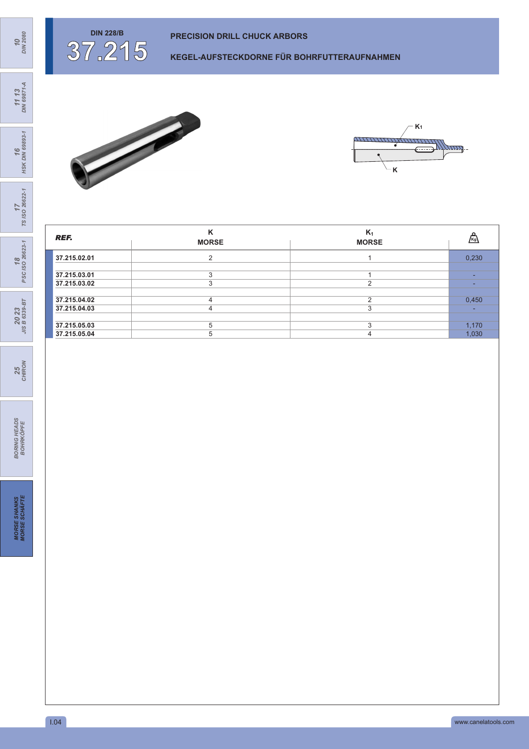# 37.215

DIN 228/B

## PRECISION DRILL CHUCK ARBORS

## KEGEL-AUFSTECKDORNE FÜR BOHRFUTTERAUFNAHMEN

| REF. | K MORSE | $K_1$ MORSE | Kg |
|---|---|---|---|
| 37.215.02.01 | 2 | 1 | 0,230 |
| | | | |
| 37.215.03.01 | 3 | 1 | - |
| 37.215.03.02 | 3 | 2 | - |
| | | | |
| 37.215.04.02 | 4 | 2 | 0,450 |
| 37.215.04.03 | 4 | 3 | - |
| | | | |
| 37.215.05.03 | 5 | 3 | 1,170 |
| 37.215.05.04 | 5 | 4 | 1,030 |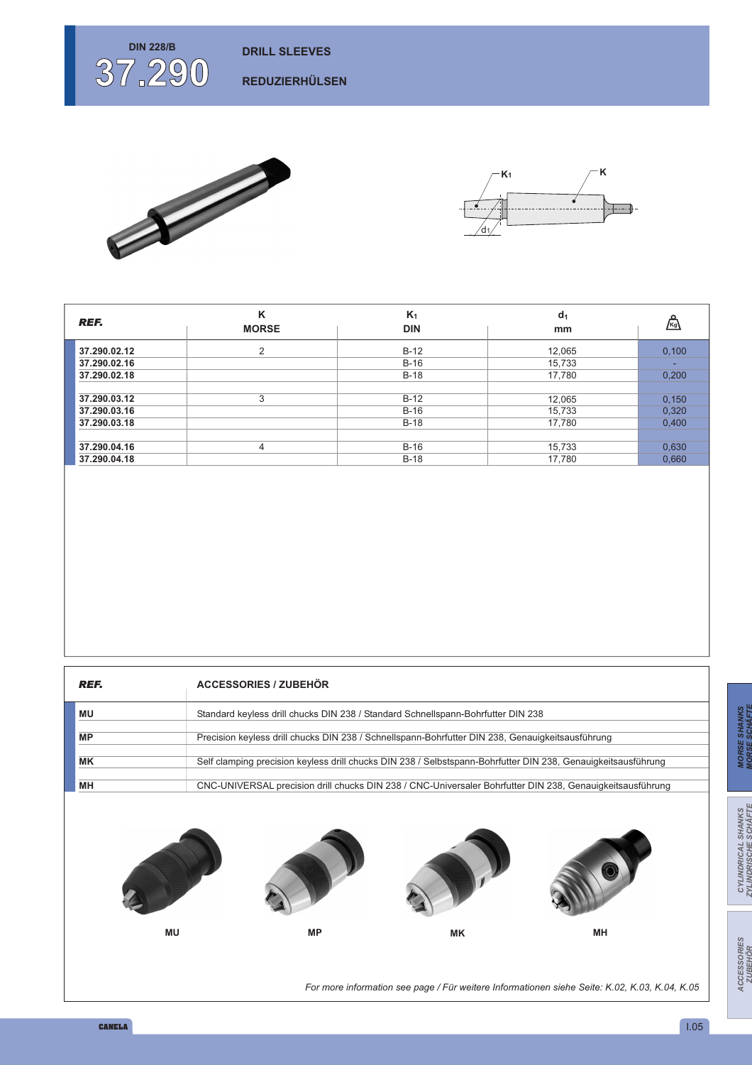# DIN 228/B 37.290

## DRILL SLEEVES

## REDUZIERHÜLSEN

| REF. | K MORSE | $K_1$ DIN | $d_1$ mm | Kg |
|---|---|---|---|---|
| 37.290.02.12 | 2 | B-12 | 12,065 | 0,100 |
| 37.290.02.16 | | B-16 | 15,733 | - |
| 37.290.02.18 | | B-18 | 17,780 | 0,200 |
| 37.290.03.12 | 3 | B-12 | 12,065 | 0,150 |
| 37.290.03.16 | | B-16 | 15,733 | 0,320 |
| 37.290.03.18 | | B-18 | 17,780 | 0,400 |
| 37.290.04.16 | 4 | B-16 | 15,733 | 0,630 |
| 37.290.04.18 | | B-18 | 17,780 | 0,660 |

| REF. | ACCESSORIES / ZUBEHÖR |
|---|---|
| MU | Standard keyless drill chucks DIN 238 / Standard Schnellspann-Bohrfutter DIN 238 |
| MP | Precision keyless drill chucks DIN 238 / Schnellspann-Bohrfutter DIN 238, Genauigkeitsausführung |
| MK | Self clamping precision keyless drill chucks DIN 238 / Selbstspann-Bohrfutter DIN 238, Genauigkeitsausführung |
| MH | CNC-UNIVERSAL precision drill chucks DIN 238 / CNC-Universaler Bohrfutter DIN 238, Genauigkeitsausführung |

MU MP MK MH

*For more information see page / Für weitere Informationen siehe Seite: K.02, K.03, K.04, K.05*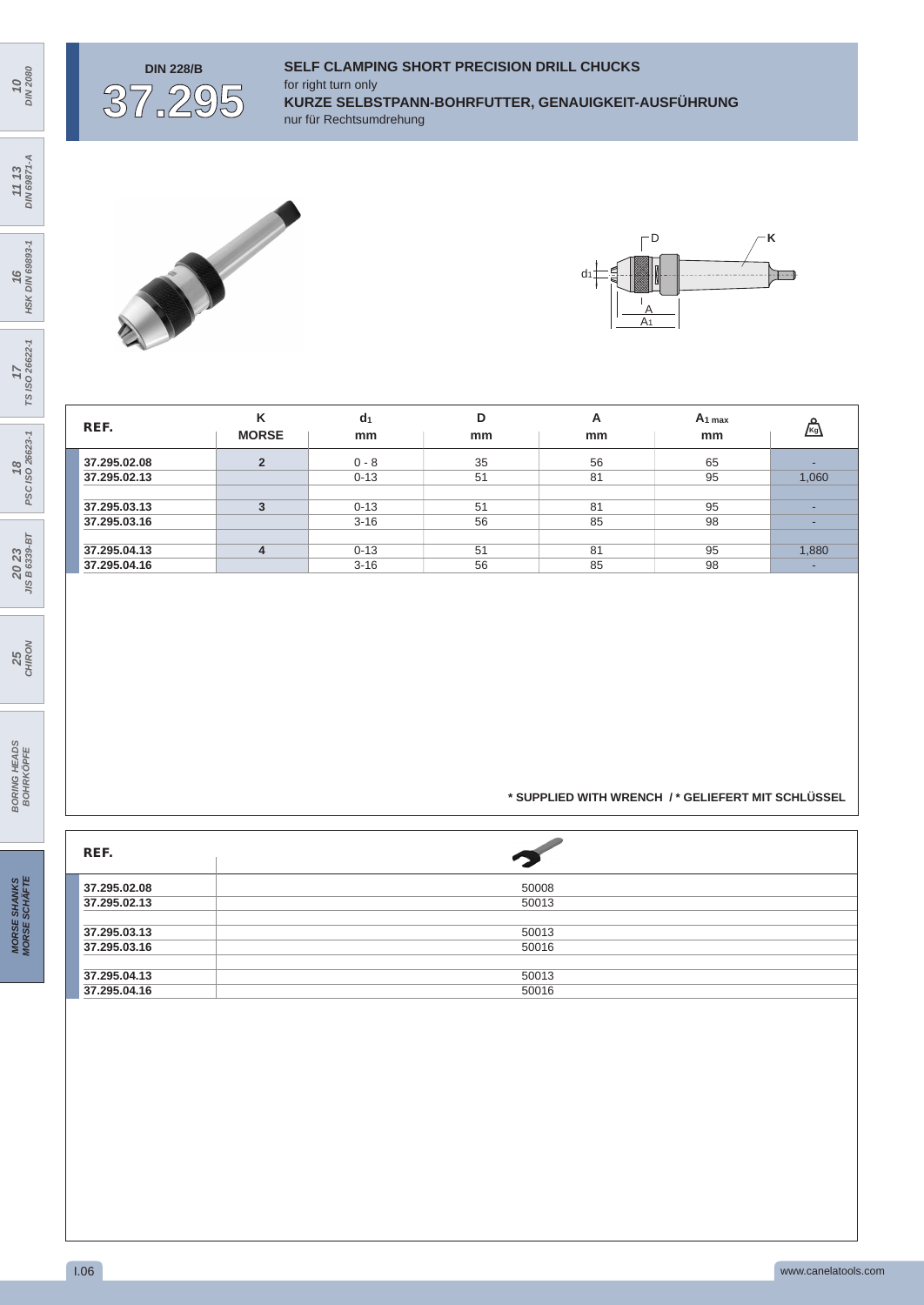DIN 228/B

# 37.295

## SELF CLAMPING SHORT PRECISION DRILL CHUCKS

for right turn only

## KURZE SELBSTPANN-BOHRFUTTER, GENAUIGKEIT-AUSFÜHRUNG

nur für Rechtsumdrehung

| REF. | K MORSE | $d_1$ mm | D mm | A mm | $A_{1\ max}$ mm | Kg |
|---|---|---|---|---|---|---|
| 37.295.02.08 | 2 | 0 - 8 | 35 | 56 | 65 | - |
| 37.295.02.13 | | 0-13 | 51 | 81 | 95 | 1,060 |
| 37.295.03.13 | 3 | 0-13 | 51 | 81 | 95 | - |
| 37.295.03.16 | | 3-16 | 56 | 85 | 98 | - |
| 37.295.04.13 | 4 | 0-13 | 51 | 81 | 95 | 1,880 |
| 37.295.04.16 | | 3-16 | 56 | 85 | 98 | - |

**\* SUPPLIED WITH WRENCH / \* GELIEFERT MIT SCHLÜSSEL**

| REF. | Wrench |
|---|---|
| 37.295.02.08 | 50008 |
| 37.295.02.13 | 50013 |
| 37.295.03.13 | 50013 |
| 37.295.03.16 | 50016 |
| 37.295.04.13 | 50013 |
| 37.295.04.16 | 50016 |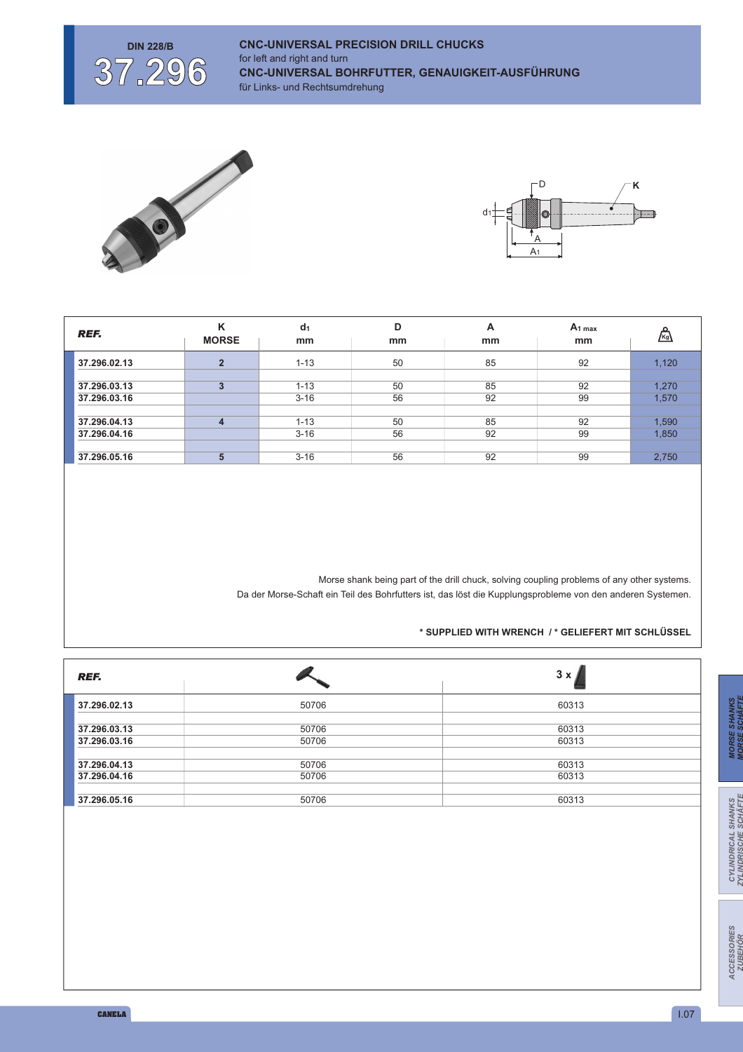DIN 228/B

# 37.296

## CNC-UNIVERSAL PRECISION DRILL CHUCKS

for left and right and turn

## CNC-UNIVERSAL BOHRFUTTER, GENAUIGKEIT-AUSFÜHRUNG

für Links- und Rechtsumdrehung

| REF. | K MORSE | $d_1$ mm | D mm | A mm | $A_{1\,max}$ mm | Kg |
|---|---|---|---|---|---|---|
| 37.296.02.13 | 2 | 1-13 | 50 | 85 | 92 | 1,120 |
| 37.296.03.13 | 3 | 1-13 | 50 | 85 | 92 | 1,270 |
| 37.296.03.16 | | 3-16 | 56 | 92 | 99 | 1,570 |
| 37.296.04.13 | 4 | 1-13 | 50 | 85 | 92 | 1,590 |
| 37.296.04.16 | | 3-16 | 56 | 92 | 99 | 1,850 |
| 37.296.05.16 | 5 | 3-16 | 56 | 92 | 99 | 2,750 |

Morse shank being part of the drill chuck, solving coupling problems of any other systems.
Da der Morse-Schaft ein Teil des Bohrfutters ist, das löst die Kupplungsprobleme von den anderen Systemen.

**\* SUPPLIED WITH WRENCH / \* GELIEFERT MIT SCHLÜSSEL**

| REF. | | 3 x |
|---|---|---|
| 37.296.02.13 | 50706 | 60313 |
| 37.296.03.13 | 50706 | 60313 |
| 37.296.03.16 | 50706 | 60313 |
| 37.296.04.13 | 50706 | 60313 |
| 37.296.04.16 | 50706 | 60313 |
| 37.296.05.16 | 50706 | 60313 |

MORSE SHANKS / MORSE SCHÄFTE

CYLINDRICAL SHANKS / ZYLINDRISCHE SCHÄFTE

ACCESSORIES / ZUBEHÖR